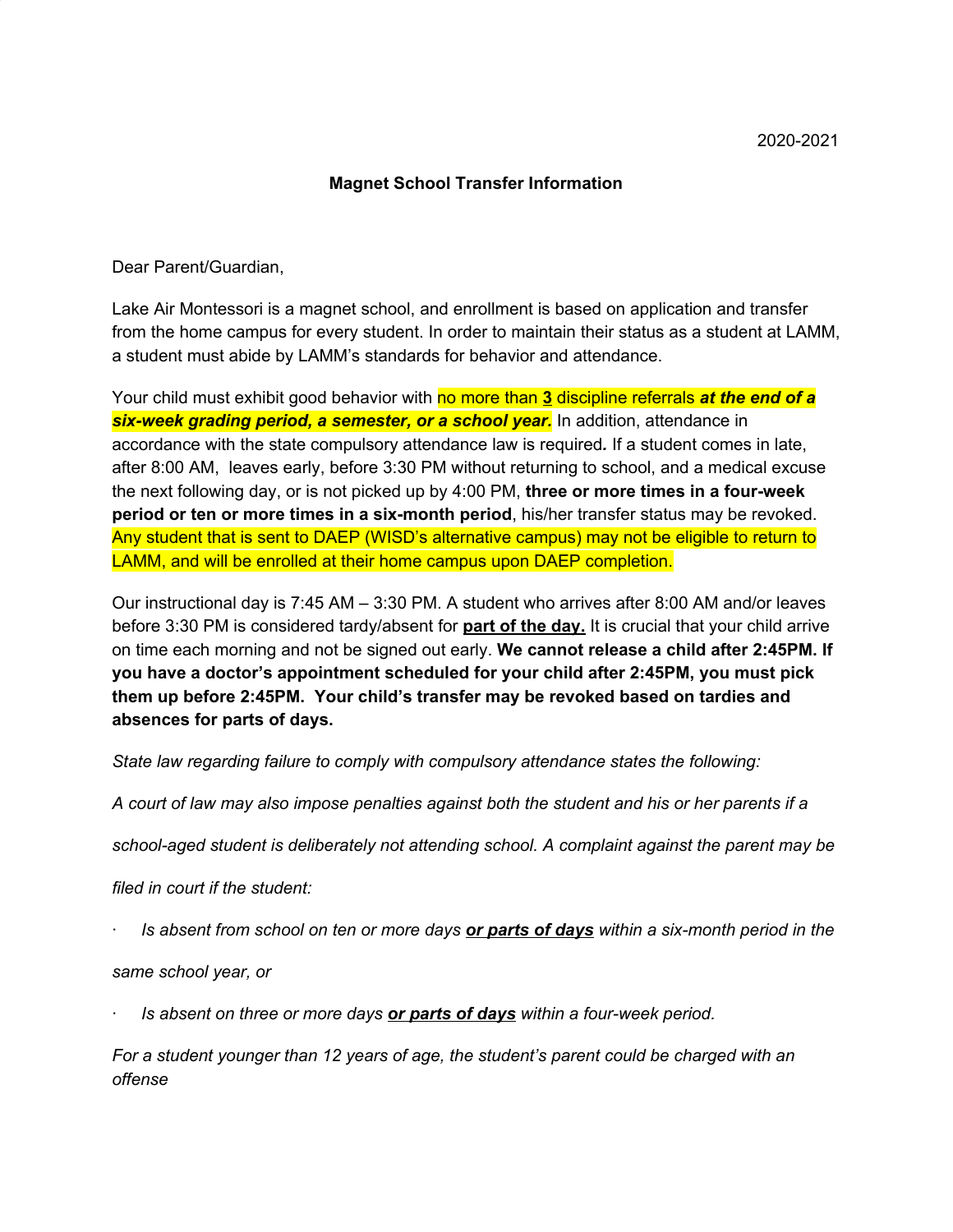2020-2021

**Magnet School Transfer Information**

Dear Parent/Guardian,

Lake Air Montessori is a magnet school, and enrollment is based on application and transfer from the home campus for every student. In order to maintain their status as a student at LAMM, a student must abide by LAMM's standards for behavior and attendance.

Your child must exhibit good behavior with no more than **3** discipline referrals ***at the end of a six-week grading period, a semester, or a school year.*** In addition, attendance in accordance with the state compulsory attendance law is required**.** If a student comes in late, after 8:00 AM, leaves early, before 3:30 PM without returning to school, and a medical excuse the next following day, or is not picked up by 4:00 PM, **three or more times in a four-week period or ten or more times in a six-month period**, his/her transfer status may be revoked. Any student that is sent to DAEP (WISD's alternative campus) may not be eligible to return to LAMM, and will be enrolled at their home campus upon DAEP completion.

Our instructional day is 7:45 AM – 3:30 PM. A student who arrives after 8:00 AM and/or leaves before 3:30 PM is considered tardy/absent for **part of the day.** It is crucial that your child arrive on time each morning and not be signed out early. **We cannot release a child after 2:45PM. If you have a doctor's appointment scheduled for your child after 2:45PM, you must pick them up before 2:45PM. Your child's transfer may be revoked based on tardies and absences for parts of days.**

*State law regarding failure to comply with compulsory attendance states the following:*

*A court of law may also impose penalties against both the student and his or her parents if a school-aged student is deliberately not attending school. A complaint against the parent may be filed in court if the student:*

- *Is absent from school on ten or more days **or parts of days** within a six-month period in the same school year, or*
- *Is absent on three or more days **or parts of days** within a four-week period.*

*For a student younger than 12 years of age, the student's parent could be charged with an offense*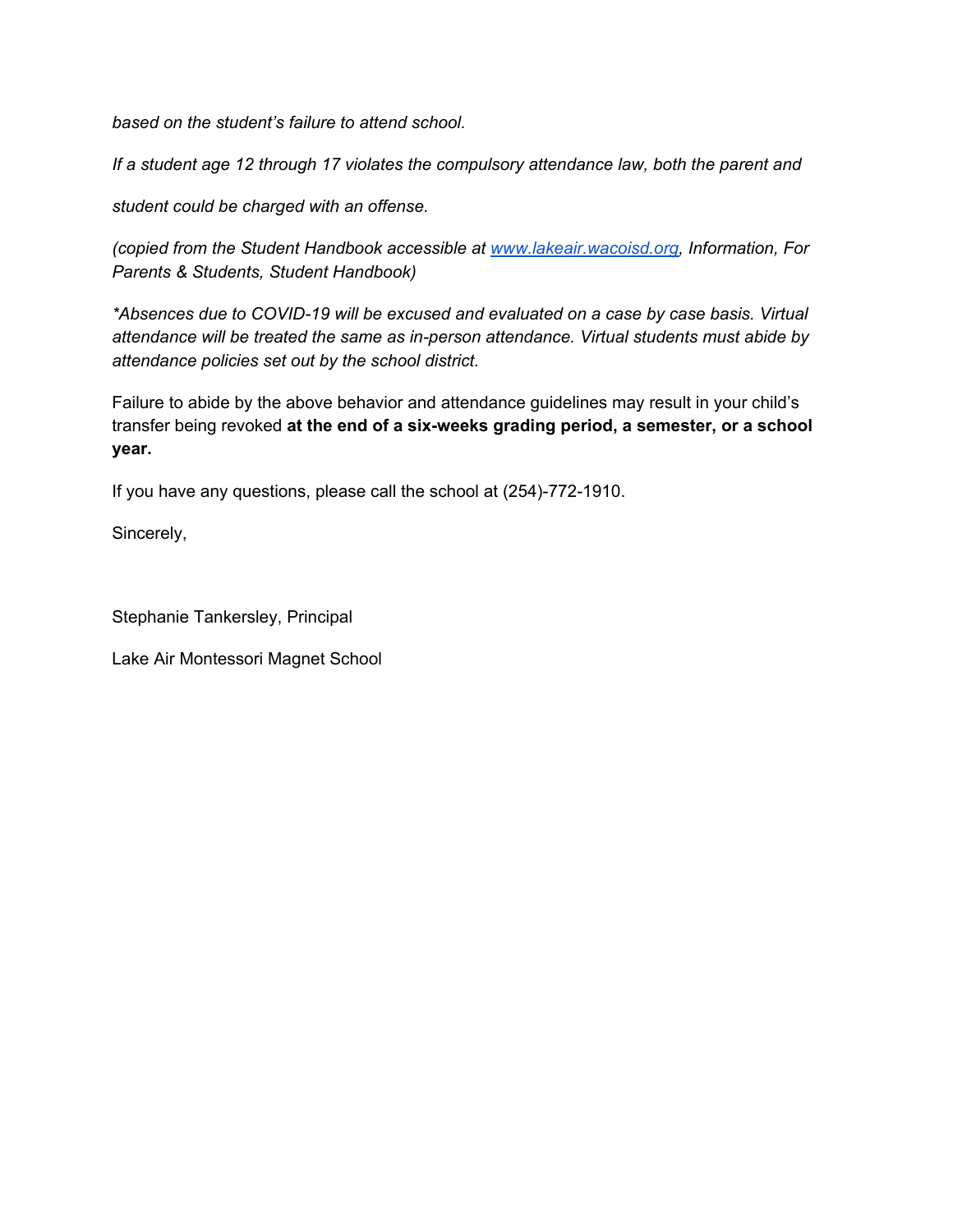*based on the student's failure to attend school.*

*If a student age 12 through 17 violates the compulsory attendance law, both the parent and student could be charged with an offense.*

*(copied from the Student Handbook accessible at [www.lakeair.wacoisd.org](http://www.lakeair.wacoisd.org), Information, For Parents & Students, Student Handbook)*

**Absences due to COVID-19 will be excused and evaluated on a case by case basis. Virtual attendance will be treated the same as in-person attendance. Virtual students must abide by attendance policies set out by the school district.*

Failure to abide by the above behavior and attendance guidelines may result in your child's transfer being revoked **at the end of a six-weeks grading period, a semester, or a school year.**

If you have any questions, please call the school at (254)-772-1910.

Sincerely,

Stephanie Tankersley, Principal

Lake Air Montessori Magnet School